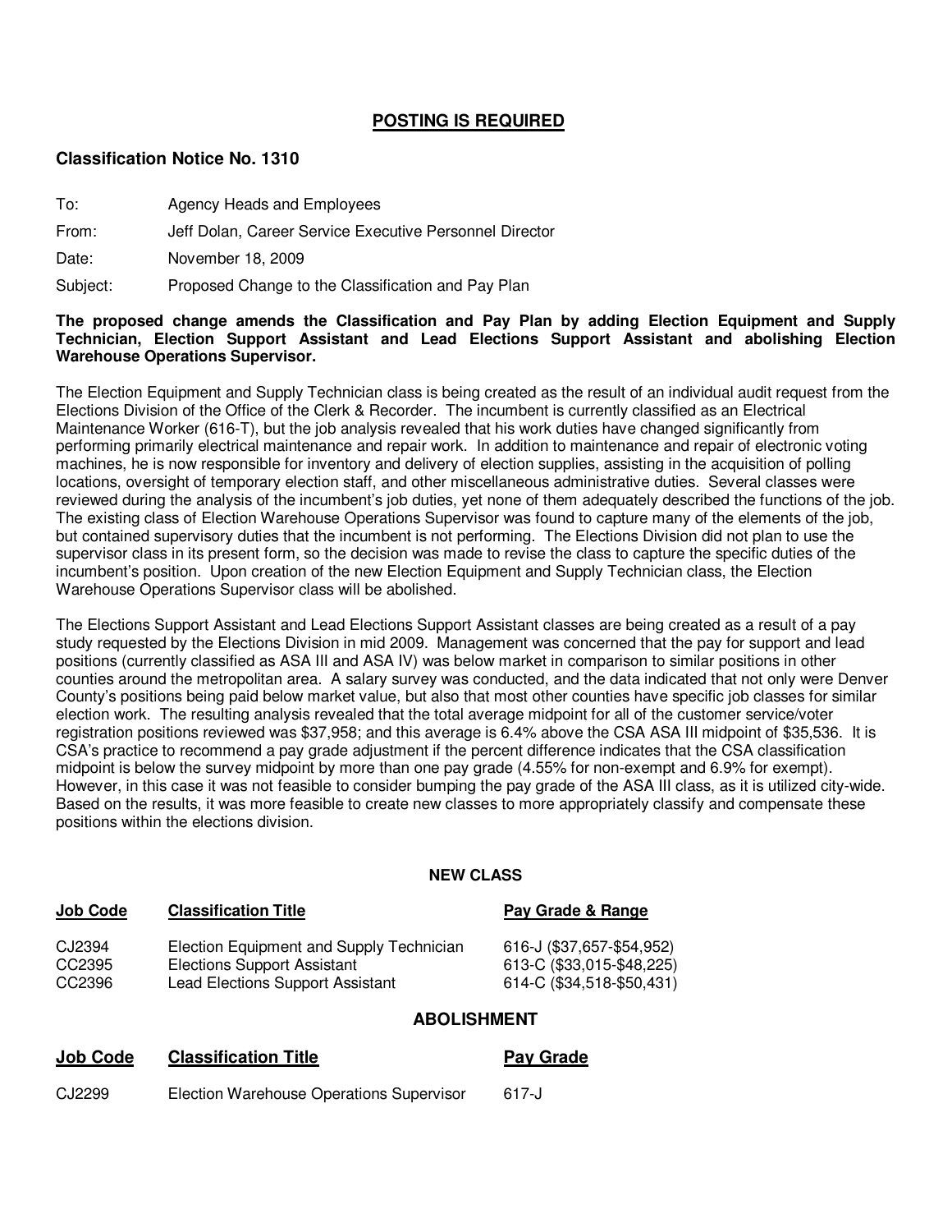## POSTING IS REQUIRED

### Classification Notice No. 1310

| | |
|---|---|
| To: | Agency Heads and Employees |
| From: | Jeff Dolan, Career Service Executive Personnel Director |
| Date: | November 18, 2009 |
| Subject: | Proposed Change to the Classification and Pay Plan |

**The proposed change amends the Classification and Pay Plan by adding Election Equipment and Supply Technician, Election Support Assistant and Lead Elections Support Assistant and abolishing Election Warehouse Operations Supervisor.**

The Election Equipment and Supply Technician class is being created as the result of an individual audit request from the Elections Division of the Office of the Clerk & Recorder. The incumbent is currently classified as an Electrical Maintenance Worker (616-T), but the job analysis revealed that his work duties have changed significantly from performing primarily electrical maintenance and repair work. In addition to maintenance and repair of electronic voting machines, he is now responsible for inventory and delivery of election supplies, assisting in the acquisition of polling locations, oversight of temporary election staff, and other miscellaneous administrative duties. Several classes were reviewed during the analysis of the incumbent's job duties, yet none of them adequately described the functions of the job. The existing class of Election Warehouse Operations Supervisor was found to capture many of the elements of the job, but contained supervisory duties that the incumbent is not performing. The Elections Division did not plan to use the supervisor class in its present form, so the decision was made to revise the class to capture the specific duties of the incumbent's position. Upon creation of the new Election Equipment and Supply Technician class, the Election Warehouse Operations Supervisor class will be abolished.

The Elections Support Assistant and Lead Elections Support Assistant classes are being created as a result of a pay study requested by the Elections Division in mid 2009. Management was concerned that the pay for support and lead positions (currently classified as ASA III and ASA IV) was below market in comparison to similar positions in other counties around the metropolitan area. A salary survey was conducted, and the data indicated that not only were Denver County's positions being paid below market value, but also that most other counties have specific job classes for similar election work. The resulting analysis revealed that the total average midpoint for all of the customer service/voter registration positions reviewed was $37,958; and this average is 6.4% above the CSA ASA III midpoint of $35,536. It is CSA's practice to recommend a pay grade adjustment if the percent difference indicates that the CSA classification midpoint is below the survey midpoint by more than one pay grade (4.55% for non-exempt and 6.9% for exempt). However, in this case it was not feasible to consider bumping the pay grade of the ASA III class, as it is utilized city-wide. Based on the results, it was more feasible to create new classes to more appropriately classify and compensate these positions within the elections division.

### NEW CLASS

| Job Code | Classification Title | Pay Grade & Range |
|---|---|---|
| CJ2394 | Election Equipment and Supply Technician | 616-J ($37,657-$54,952) |
| CC2395 | Elections Support Assistant | 613-C ($33,015-$48,225) |
| CC2396 | Lead Elections Support Assistant | 614-C ($34,518-$50,431) |

### ABOLISHMENT

| Job Code | Classification Title | Pay Grade |
|---|---|---|
| CJ2299 | Election Warehouse Operations Supervisor | 617-J |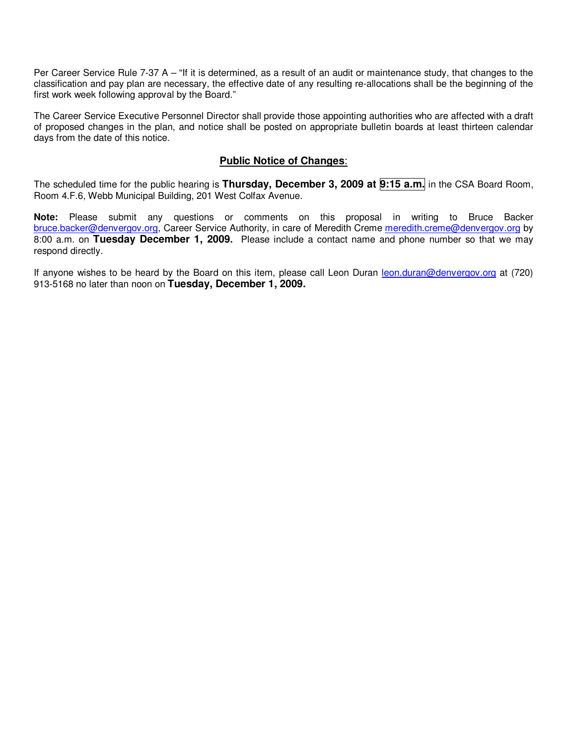Per Career Service Rule 7-37 A – "If it is determined, as a result of an audit or maintenance study, that changes to the classification and pay plan are necessary, the effective date of any resulting re-allocations shall be the beginning of the first work week following approval by the Board."

The Career Service Executive Personnel Director shall provide those appointing authorities who are affected with a draft of proposed changes in the plan, and notice shall be posted on appropriate bulletin boards at least thirteen calendar days from the date of this notice.

## **Public Notice of Changes**:

The scheduled time for the public hearing is **Thursday, December 3, 2009 at 9:15 a.m.** in the CSA Board Room, Room 4.F.6, Webb Municipal Building, 201 West Colfax Avenue.

**Note:** Please submit any questions or comments on this proposal in writing to Bruce Backer bruce.backer@denvergov.org, Career Service Authority, in care of Meredith Creme meredith.creme@denvergov.org by 8:00 a.m. on **Tuesday December 1, 2009.** Please include a contact name and phone number so that we may respond directly.

If anyone wishes to be heard by the Board on this item, please call Leon Duran leon.duran@denvergov.org at (720) 913-5168 no later than noon on **Tuesday, December 1, 2009.**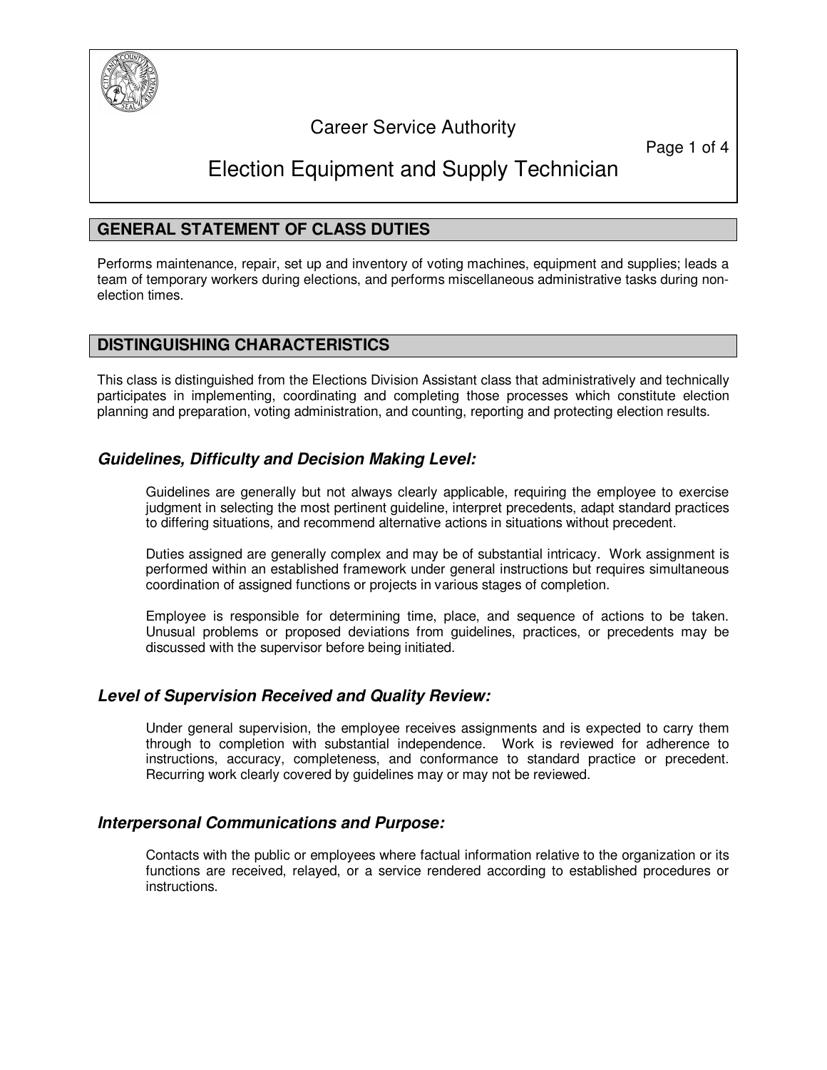Career Service Authority

# Election Equipment and Supply Technician

## GENERAL STATEMENT OF CLASS DUTIES

Performs maintenance, repair, set up and inventory of voting machines, equipment and supplies; leads a team of temporary workers during elections, and performs miscellaneous administrative tasks during non-election times.

## DISTINGUISHING CHARACTERISTICS

This class is distinguished from the Elections Division Assistant class that administratively and technically participates in implementing, coordinating and completing those processes which constitute election planning and preparation, voting administration, and counting, reporting and protecting election results.

### *Guidelines, Difficulty and Decision Making Level:*

Guidelines are generally but not always clearly applicable, requiring the employee to exercise judgment in selecting the most pertinent guideline, interpret precedents, adapt standard practices to differing situations, and recommend alternative actions in situations without precedent.

Duties assigned are generally complex and may be of substantial intricacy. Work assignment is performed within an established framework under general instructions but requires simultaneous coordination of assigned functions or projects in various stages of completion.

Employee is responsible for determining time, place, and sequence of actions to be taken. Unusual problems or proposed deviations from guidelines, practices, or precedents may be discussed with the supervisor before being initiated.

### *Level of Supervision Received and Quality Review:*

Under general supervision, the employee receives assignments and is expected to carry them through to completion with substantial independence. Work is reviewed for adherence to instructions, accuracy, completeness, and conformance to standard practice or precedent. Recurring work clearly covered by guidelines may or may not be reviewed.

### *Interpersonal Communications and Purpose:*

Contacts with the public or employees where factual information relative to the organization or its functions are received, relayed, or a service rendered according to established procedures or instructions.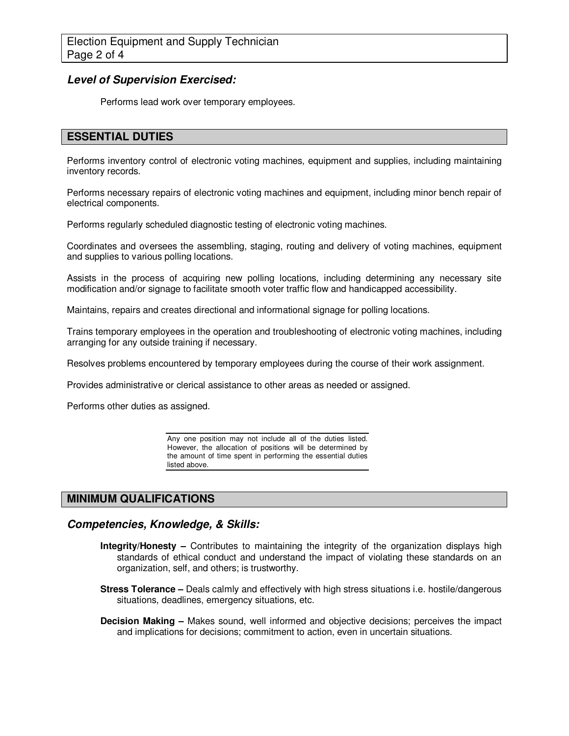### *Level of Supervision Exercised:*

Performs lead work over temporary employees.

## ESSENTIAL DUTIES

Performs inventory control of electronic voting machines, equipment and supplies, including maintaining inventory records.

Performs necessary repairs of electronic voting machines and equipment, including minor bench repair of electrical components.

Performs regularly scheduled diagnostic testing of electronic voting machines.

Coordinates and oversees the assembling, staging, routing and delivery of voting machines, equipment and supplies to various polling locations.

Assists in the process of acquiring new polling locations, including determining any necessary site modification and/or signage to facilitate smooth voter traffic flow and handicapped accessibility.

Maintains, repairs and creates directional and informational signage for polling locations.

Trains temporary employees in the operation and troubleshooting of electronic voting machines, including arranging for any outside training if necessary.

Resolves problems encountered by temporary employees during the course of their work assignment.

Provides administrative or clerical assistance to other areas as needed or assigned.

Performs other duties as assigned.

Any one position may not include all of the duties listed. However, the allocation of positions will be determined by the amount of time spent in performing the essential duties listed above.

## MINIMUM QUALIFICATIONS

### *Competencies, Knowledge, & Skills:*

**Integrity/Honesty –** Contributes to maintaining the integrity of the organization displays high standards of ethical conduct and understand the impact of violating these standards on an organization, self, and others; is trustworthy.

**Stress Tolerance –** Deals calmly and effectively with high stress situations i.e. hostile/dangerous situations, deadlines, emergency situations, etc.

**Decision Making –** Makes sound, well informed and objective decisions; perceives the impact and implications for decisions; commitment to action, even in uncertain situations.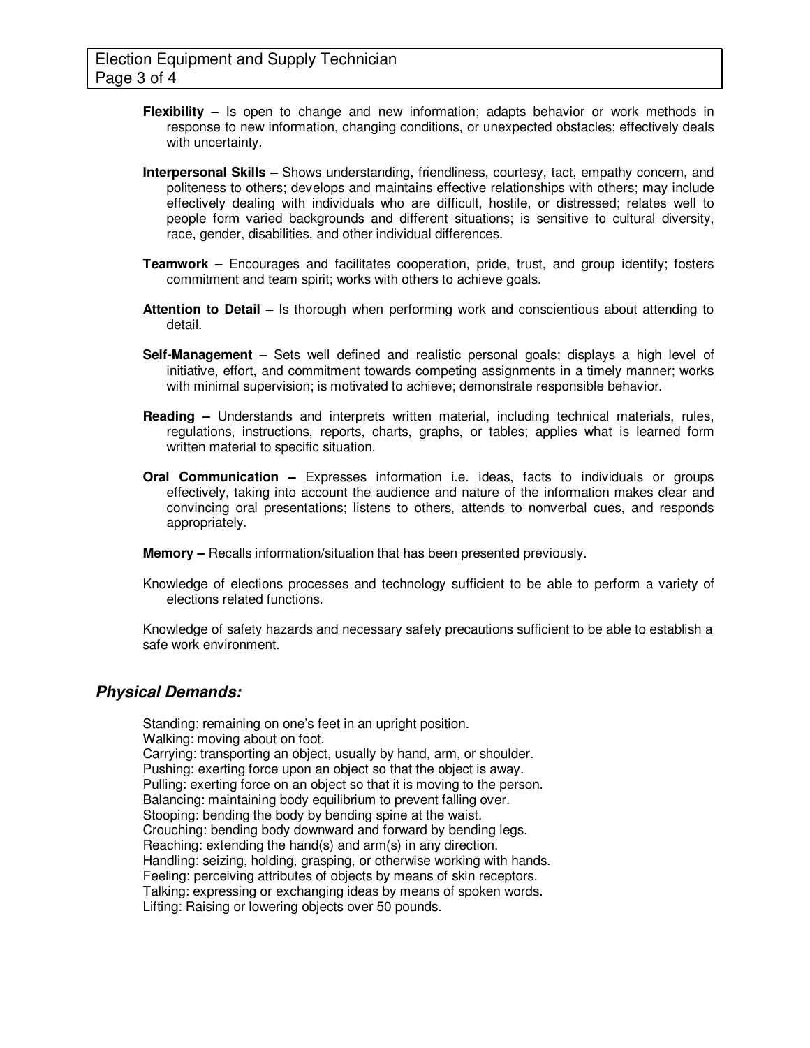**Flexibility –** Is open to change and new information; adapts behavior or work methods in response to new information, changing conditions, or unexpected obstacles; effectively deals with uncertainty.

**Interpersonal Skills –** Shows understanding, friendliness, courtesy, tact, empathy concern, and politeness to others; develops and maintains effective relationships with others; may include effectively dealing with individuals who are difficult, hostile, or distressed; relates well to people form varied backgrounds and different situations; is sensitive to cultural diversity, race, gender, disabilities, and other individual differences.

**Teamwork –** Encourages and facilitates cooperation, pride, trust, and group identify; fosters commitment and team spirit; works with others to achieve goals.

**Attention to Detail –** Is thorough when performing work and conscientious about attending to detail.

**Self-Management –** Sets well defined and realistic personal goals; displays a high level of initiative, effort, and commitment towards competing assignments in a timely manner; works with minimal supervision; is motivated to achieve; demonstrate responsible behavior.

**Reading –** Understands and interprets written material, including technical materials, rules, regulations, instructions, reports, charts, graphs, or tables; applies what is learned form written material to specific situation.

**Oral Communication –** Expresses information i.e. ideas, facts to individuals or groups effectively, taking into account the audience and nature of the information makes clear and convincing oral presentations; listens to others, attends to nonverbal cues, and responds appropriately.

**Memory –** Recalls information/situation that has been presented previously.

Knowledge of elections processes and technology sufficient to be able to perform a variety of elections related functions.

Knowledge of safety hazards and necessary safety precautions sufficient to be able to establish a safe work environment.

## *Physical Demands:*

Standing: remaining on one's feet in an upright position.
Walking: moving about on foot.
Carrying: transporting an object, usually by hand, arm, or shoulder.
Pushing: exerting force upon an object so that the object is away.
Pulling: exerting force on an object so that it is moving to the person.
Balancing: maintaining body equilibrium to prevent falling over.
Stooping: bending the body by bending spine at the waist.
Crouching: bending body downward and forward by bending legs.
Reaching: extending the hand(s) and arm(s) in any direction.
Handling: seizing, holding, grasping, or otherwise working with hands.
Feeling: perceiving attributes of objects by means of skin receptors.
Talking: expressing or exchanging ideas by means of spoken words.
Lifting: Raising or lowering objects over 50 pounds.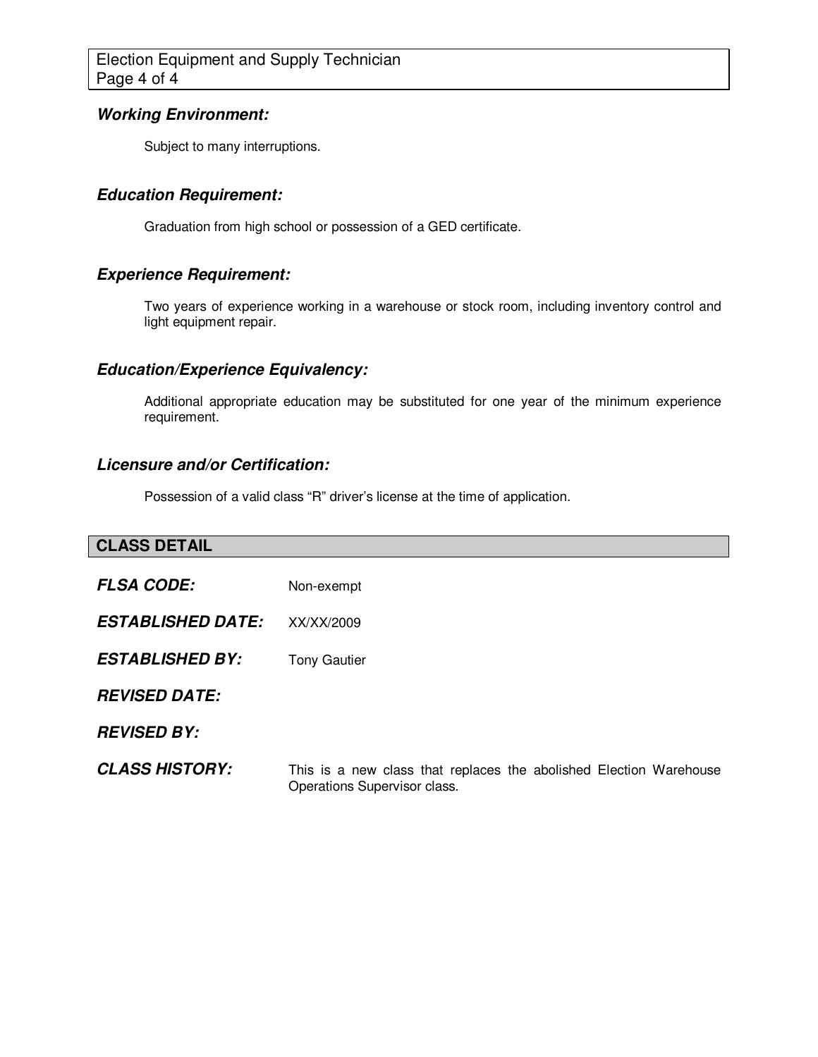### *Working Environment:*

Subject to many interruptions.

### *Education Requirement:*

Graduation from high school or possession of a GED certificate.

### *Experience Requirement:*

Two years of experience working in a warehouse or stock room, including inventory control and light equipment repair.

### *Education/Experience Equivalency:*

Additional appropriate education may be substituted for one year of the minimum experience requirement.

### *Licensure and/or Certification:*

Possession of a valid class "R" driver's license at the time of application.

## CLASS DETAIL

***FLSA CODE:*** Non-exempt

***ESTABLISHED DATE:*** XX/XX/2009

***ESTABLISHED BY:*** Tony Gautier

***REVISED DATE:***

***REVISED BY:***

***CLASS HISTORY:*** This is a new class that replaces the abolished Election Warehouse Operations Supervisor class.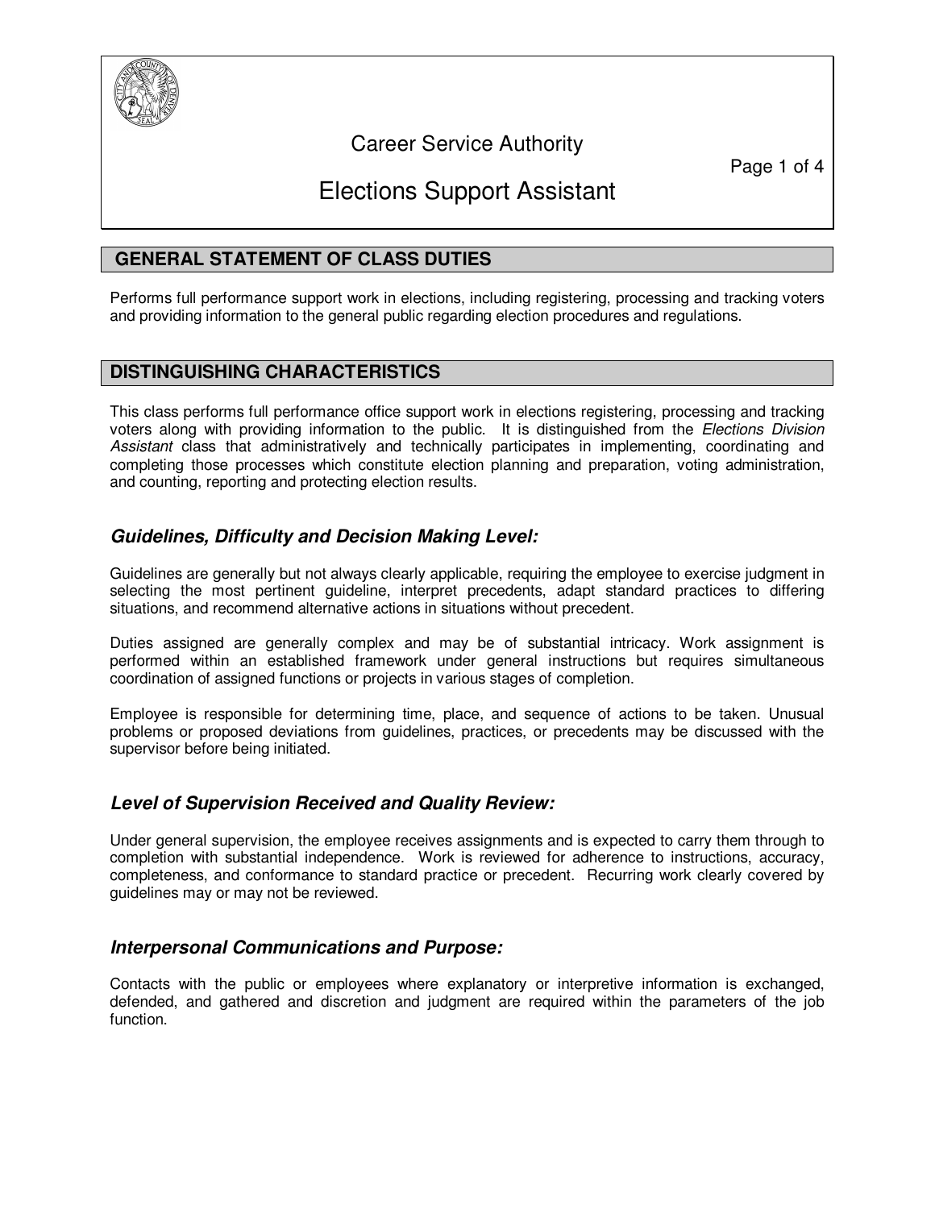Career Service Authority

# Elections Support Assistant

## GENERAL STATEMENT OF CLASS DUTIES

Performs full performance support work in elections, including registering, processing and tracking voters and providing information to the general public regarding election procedures and regulations.

## DISTINGUISHING CHARACTERISTICS

This class performs full performance office support work in elections registering, processing and tracking voters along with providing information to the public. It is distinguished from the *Elections Division Assistant* class that administratively and technically participates in implementing, coordinating and completing those processes which constitute election planning and preparation, voting administration, and counting, reporting and protecting election results.

### *Guidelines, Difficulty and Decision Making Level:*

Guidelines are generally but not always clearly applicable, requiring the employee to exercise judgment in selecting the most pertinent guideline, interpret precedents, adapt standard practices to differing situations, and recommend alternative actions in situations without precedent.

Duties assigned are generally complex and may be of substantial intricacy. Work assignment is performed within an established framework under general instructions but requires simultaneous coordination of assigned functions or projects in various stages of completion.

Employee is responsible for determining time, place, and sequence of actions to be taken. Unusual problems or proposed deviations from guidelines, practices, or precedents may be discussed with the supervisor before being initiated.

### *Level of Supervision Received and Quality Review:*

Under general supervision, the employee receives assignments and is expected to carry them through to completion with substantial independence. Work is reviewed for adherence to instructions, accuracy, completeness, and conformance to standard practice or precedent. Recurring work clearly covered by guidelines may or may not be reviewed.

### *Interpersonal Communications and Purpose:*

Contacts with the public or employees where explanatory or interpretive information is exchanged, defended, and gathered and discretion and judgment are required within the parameters of the job function.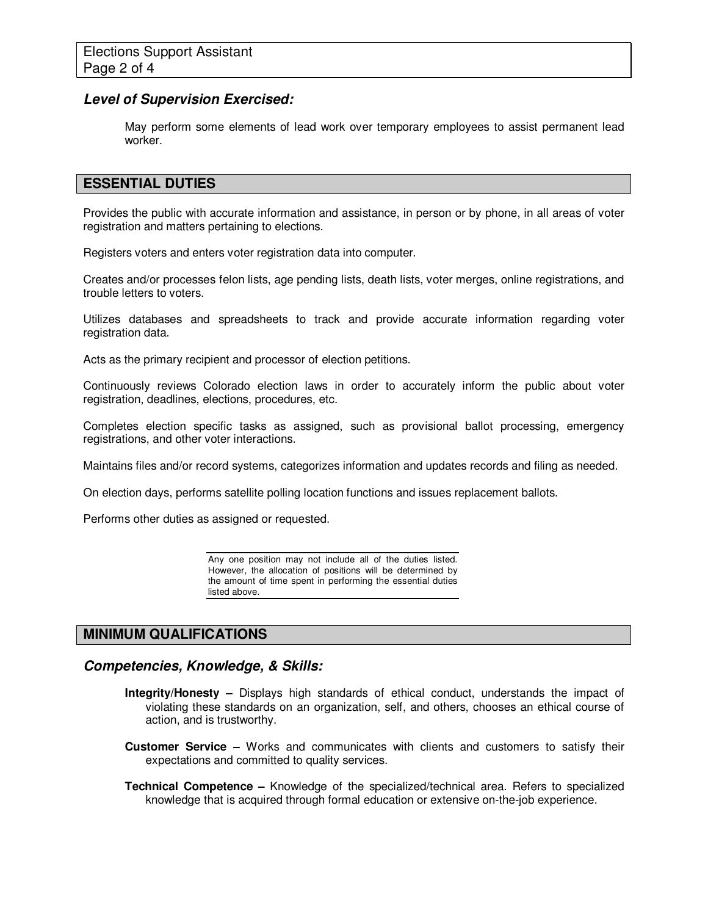### Level of Supervision Exercised:

May perform some elements of lead work over temporary employees to assist permanent lead worker.

## ESSENTIAL DUTIES

Provides the public with accurate information and assistance, in person or by phone, in all areas of voter registration and matters pertaining to elections.

Registers voters and enters voter registration data into computer.

Creates and/or processes felon lists, age pending lists, death lists, voter merges, online registrations, and trouble letters to voters.

Utilizes databases and spreadsheets to track and provide accurate information regarding voter registration data.

Acts as the primary recipient and processor of election petitions.

Continuously reviews Colorado election laws in order to accurately inform the public about voter registration, deadlines, elections, procedures, etc.

Completes election specific tasks as assigned, such as provisional ballot processing, emergency registrations, and other voter interactions.

Maintains files and/or record systems, categorizes information and updates records and filing as needed.

On election days, performs satellite polling location functions and issues replacement ballots.

Performs other duties as assigned or requested.

Any one position may not include all of the duties listed. However, the allocation of positions will be determined by the amount of time spent in performing the essential duties listed above.

## MINIMUM QUALIFICATIONS

### Competencies, Knowledge, & Skills:

**Integrity/Honesty –** Displays high standards of ethical conduct, understands the impact of violating these standards on an organization, self, and others, chooses an ethical course of action, and is trustworthy.

**Customer Service –** Works and communicates with clients and customers to satisfy their expectations and committed to quality services.

**Technical Competence –** Knowledge of the specialized/technical area. Refers to specialized knowledge that is acquired through formal education or extensive on-the-job experience.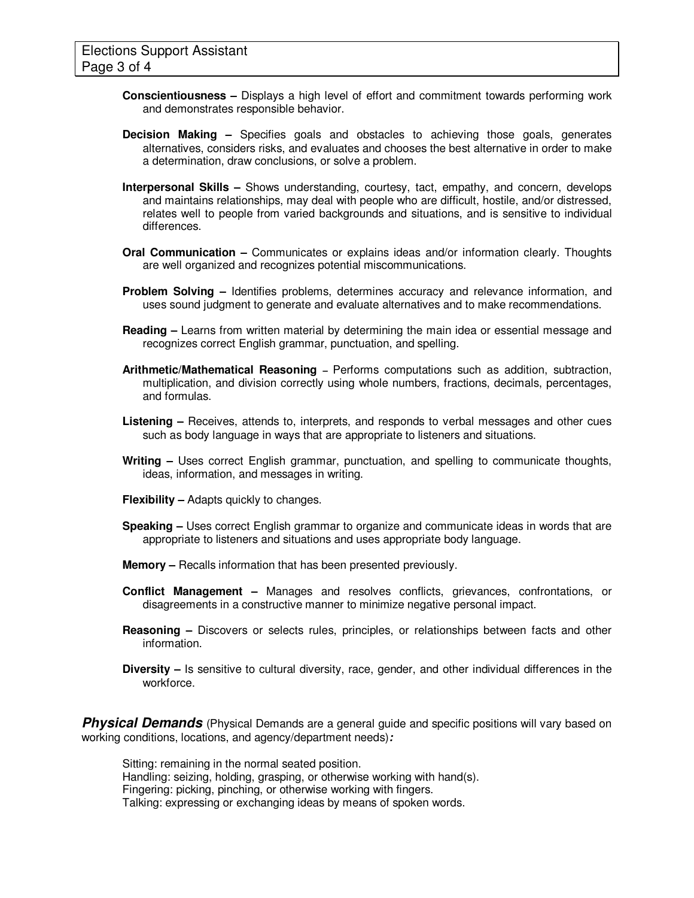**Conscientiousness –** Displays a high level of effort and commitment towards performing work and demonstrates responsible behavior.

**Decision Making –** Specifies goals and obstacles to achieving those goals, generates alternatives, considers risks, and evaluates and chooses the best alternative in order to make a determination, draw conclusions, or solve a problem.

**Interpersonal Skills –** Shows understanding, courtesy, tact, empathy, and concern, develops and maintains relationships, may deal with people who are difficult, hostile, and/or distressed, relates well to people from varied backgrounds and situations, and is sensitive to individual differences.

**Oral Communication –** Communicates or explains ideas and/or information clearly. Thoughts are well organized and recognizes potential miscommunications.

**Problem Solving –** Identifies problems, determines accuracy and relevance information, and uses sound judgment to generate and evaluate alternatives and to make recommendations.

**Reading –** Learns from written material by determining the main idea or essential message and recognizes correct English grammar, punctuation, and spelling.

**Arithmetic/Mathematical Reasoning –** Performs computations such as addition, subtraction, multiplication, and division correctly using whole numbers, fractions, decimals, percentages, and formulas.

**Listening –** Receives, attends to, interprets, and responds to verbal messages and other cues such as body language in ways that are appropriate to listeners and situations.

**Writing –** Uses correct English grammar, punctuation, and spelling to communicate thoughts, ideas, information, and messages in writing.

**Flexibility –** Adapts quickly to changes.

**Speaking –** Uses correct English grammar to organize and communicate ideas in words that are appropriate to listeners and situations and uses appropriate body language.

**Memory –** Recalls information that has been presented previously.

**Conflict Management –** Manages and resolves conflicts, grievances, confrontations, or disagreements in a constructive manner to minimize negative personal impact.

**Reasoning –** Discovers or selects rules, principles, or relationships between facts and other information.

**Diversity –** Is sensitive to cultural diversity, race, gender, and other individual differences in the workforce.

***Physical Demands*** (Physical Demands are a general guide and specific positions will vary based on working conditions, locations, and agency/department needs)***:***

Sitting: remaining in the normal seated position.
Handling: seizing, holding, grasping, or otherwise working with hand(s).
Fingering: picking, pinching, or otherwise working with fingers.
Talking: expressing or exchanging ideas by means of spoken words.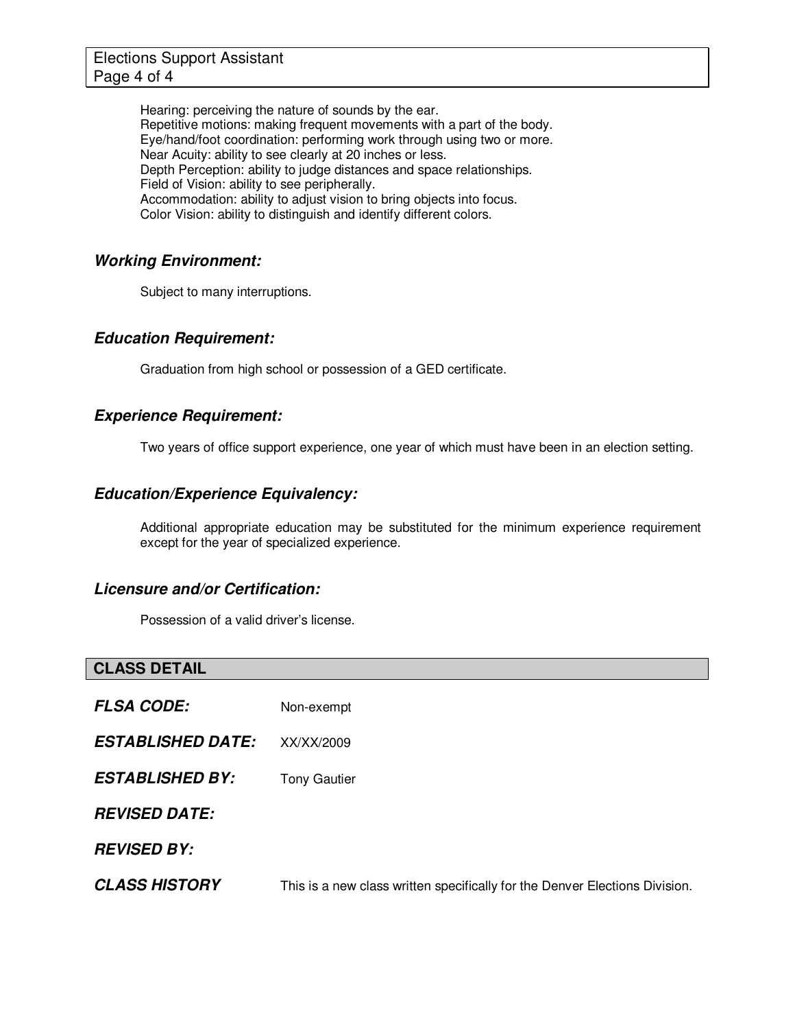Hearing: perceiving the nature of sounds by the ear.
Repetitive motions: making frequent movements with a part of the body.
Eye/hand/foot coordination: performing work through using two or more.
Near Acuity: ability to see clearly at 20 inches or less.
Depth Perception: ability to judge distances and space relationships.
Field of Vision: ability to see peripherally.
Accommodation: ability to adjust vision to bring objects into focus.
Color Vision: ability to distinguish and identify different colors.

### *Working Environment:*

Subject to many interruptions.

### *Education Requirement:*

Graduation from high school or possession of a GED certificate.

### *Experience Requirement:*

Two years of office support experience, one year of which must have been in an election setting.

### *Education/Experience Equivalency:*

Additional appropriate education may be substituted for the minimum experience requirement except for the year of specialized experience.

### *Licensure and/or Certification:*

Possession of a valid driver's license.

## CLASS DETAIL

***FLSA CODE:*** Non-exempt

***ESTABLISHED DATE:*** XX/XX/2009

***ESTABLISHED BY:*** Tony Gautier

***REVISED DATE:***

***REVISED BY:***

***CLASS HISTORY*** This is a new class written specifically for the Denver Elections Division.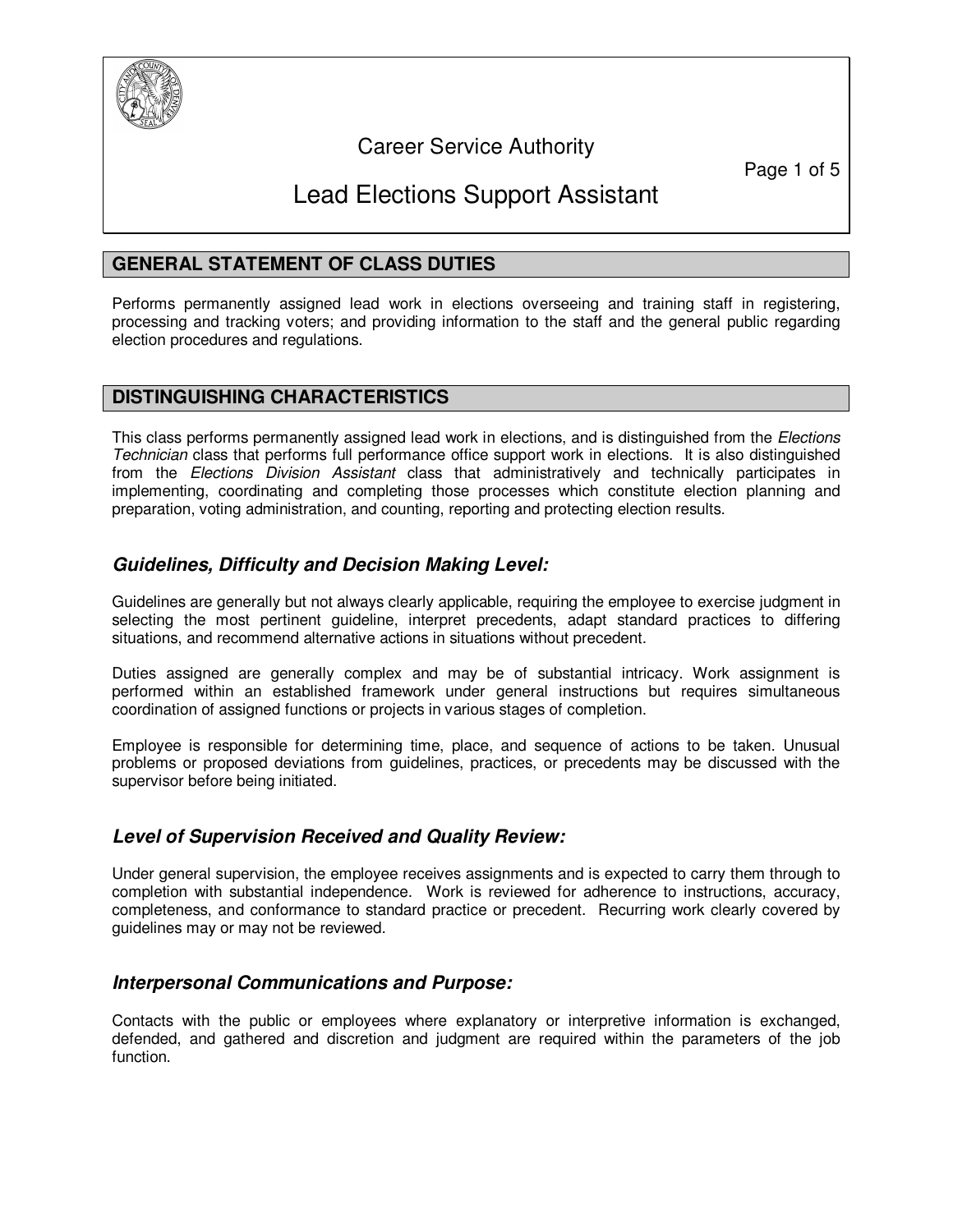# Career Service Authority

# Lead Elections Support Assistant

## GENERAL STATEMENT OF CLASS DUTIES

Performs permanently assigned lead work in elections overseeing and training staff in registering, processing and tracking voters; and providing information to the staff and the general public regarding election procedures and regulations.

## DISTINGUISHING CHARACTERISTICS

This class performs permanently assigned lead work in elections, and is distinguished from the *Elections Technician* class that performs full performance office support work in elections. It is also distinguished from the *Elections Division Assistant* class that administratively and technically participates in implementing, coordinating and completing those processes which constitute election planning and preparation, voting administration, and counting, reporting and protecting election results.

### *Guidelines, Difficulty and Decision Making Level:*

Guidelines are generally but not always clearly applicable, requiring the employee to exercise judgment in selecting the most pertinent guideline, interpret precedents, adapt standard practices to differing situations, and recommend alternative actions in situations without precedent.

Duties assigned are generally complex and may be of substantial intricacy. Work assignment is performed within an established framework under general instructions but requires simultaneous coordination of assigned functions or projects in various stages of completion.

Employee is responsible for determining time, place, and sequence of actions to be taken. Unusual problems or proposed deviations from guidelines, practices, or precedents may be discussed with the supervisor before being initiated.

### *Level of Supervision Received and Quality Review:*

Under general supervision, the employee receives assignments and is expected to carry them through to completion with substantial independence. Work is reviewed for adherence to instructions, accuracy, completeness, and conformance to standard practice or precedent. Recurring work clearly covered by guidelines may or may not be reviewed.

### *Interpersonal Communications and Purpose:*

Contacts with the public or employees where explanatory or interpretive information is exchanged, defended, and gathered and discretion and judgment are required within the parameters of the job function.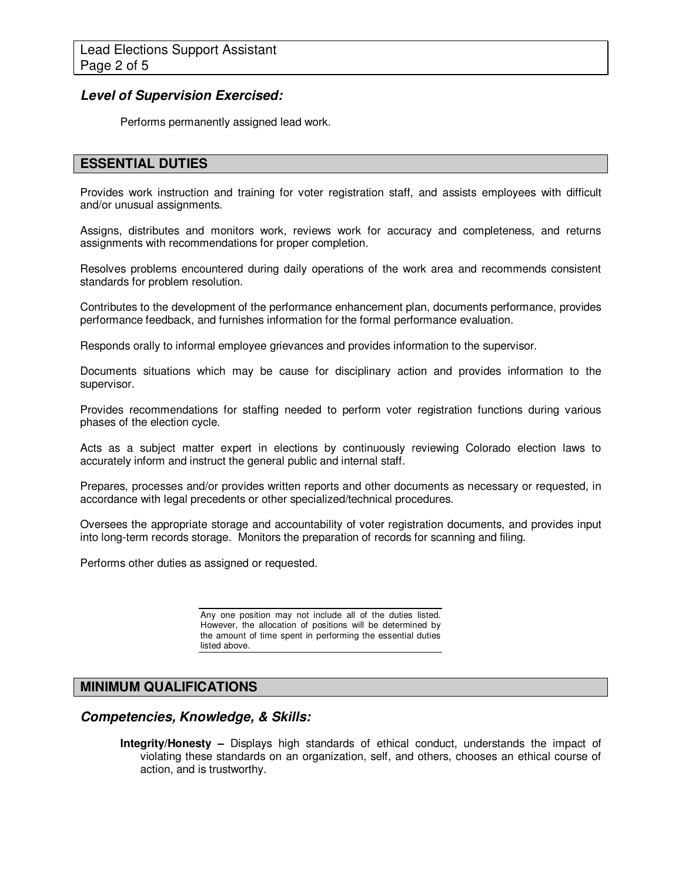### *Level of Supervision Exercised:*

Performs permanently assigned lead work.

## ESSENTIAL DUTIES

Provides work instruction and training for voter registration staff, and assists employees with difficult and/or unusual assignments.

Assigns, distributes and monitors work, reviews work for accuracy and completeness, and returns assignments with recommendations for proper completion.

Resolves problems encountered during daily operations of the work area and recommends consistent standards for problem resolution.

Contributes to the development of the performance enhancement plan, documents performance, provides performance feedback, and furnishes information for the formal performance evaluation.

Responds orally to informal employee grievances and provides information to the supervisor.

Documents situations which may be cause for disciplinary action and provides information to the supervisor.

Provides recommendations for staffing needed to perform voter registration functions during various phases of the election cycle.

Acts as a subject matter expert in elections by continuously reviewing Colorado election laws to accurately inform and instruct the general public and internal staff.

Prepares, processes and/or provides written reports and other documents as necessary or requested, in accordance with legal precedents or other specialized/technical procedures.

Oversees the appropriate storage and accountability of voter registration documents, and provides input into long-term records storage. Monitors the preparation of records for scanning and filing.

Performs other duties as assigned or requested.

Any one position may not include all of the duties listed. However, the allocation of positions will be determined by the amount of time spent in performing the essential duties listed above.

## MINIMUM QUALIFICATIONS

### *Competencies, Knowledge, & Skills:*

**Integrity/Honesty –** Displays high standards of ethical conduct, understands the impact of violating these standards on an organization, self, and others, chooses an ethical course of action, and is trustworthy.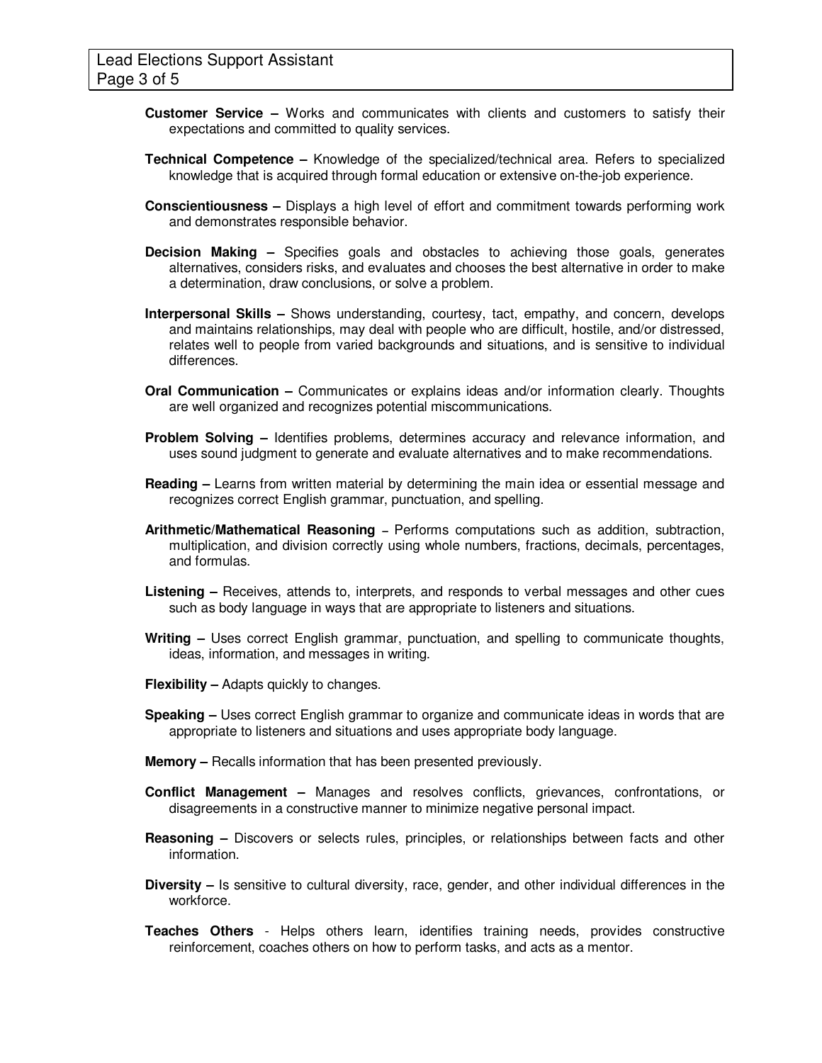**Customer Service –** Works and communicates with clients and customers to satisfy their expectations and committed to quality services.

**Technical Competence –** Knowledge of the specialized/technical area. Refers to specialized knowledge that is acquired through formal education or extensive on-the-job experience.

**Conscientiousness –** Displays a high level of effort and commitment towards performing work and demonstrates responsible behavior.

**Decision Making –** Specifies goals and obstacles to achieving those goals, generates alternatives, considers risks, and evaluates and chooses the best alternative in order to make a determination, draw conclusions, or solve a problem.

**Interpersonal Skills –** Shows understanding, courtesy, tact, empathy, and concern, develops and maintains relationships, may deal with people who are difficult, hostile, and/or distressed, relates well to people from varied backgrounds and situations, and is sensitive to individual differences.

**Oral Communication –** Communicates or explains ideas and/or information clearly. Thoughts are well organized and recognizes potential miscommunications.

**Problem Solving –** Identifies problems, determines accuracy and relevance information, and uses sound judgment to generate and evaluate alternatives and to make recommendations.

**Reading –** Learns from written material by determining the main idea or essential message and recognizes correct English grammar, punctuation, and spelling.

**Arithmetic/Mathematical Reasoning –** Performs computations such as addition, subtraction, multiplication, and division correctly using whole numbers, fractions, decimals, percentages, and formulas.

**Listening –** Receives, attends to, interprets, and responds to verbal messages and other cues such as body language in ways that are appropriate to listeners and situations.

**Writing –** Uses correct English grammar, punctuation, and spelling to communicate thoughts, ideas, information, and messages in writing.

**Flexibility –** Adapts quickly to changes.

**Speaking –** Uses correct English grammar to organize and communicate ideas in words that are appropriate to listeners and situations and uses appropriate body language.

**Memory –** Recalls information that has been presented previously.

**Conflict Management –** Manages and resolves conflicts, grievances, confrontations, or disagreements in a constructive manner to minimize negative personal impact.

**Reasoning –** Discovers or selects rules, principles, or relationships between facts and other information.

**Diversity –** Is sensitive to cultural diversity, race, gender, and other individual differences in the workforce.

**Teaches Others** - Helps others learn, identifies training needs, provides constructive reinforcement, coaches others on how to perform tasks, and acts as a mentor.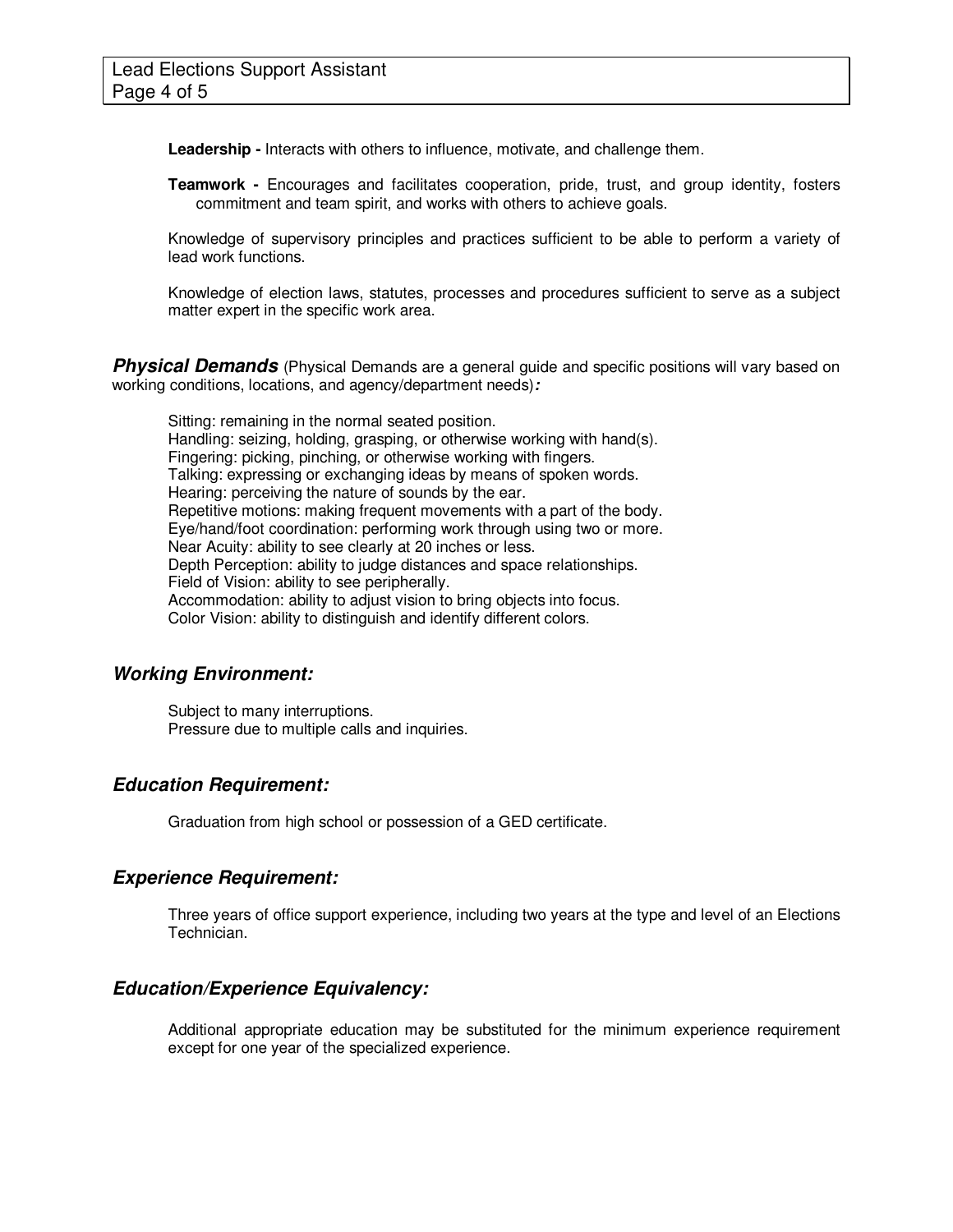**Leadership -** Interacts with others to influence, motivate, and challenge them.

**Teamwork -** Encourages and facilitates cooperation, pride, trust, and group identity, fosters commitment and team spirit, and works with others to achieve goals.

Knowledge of supervisory principles and practices sufficient to be able to perform a variety of lead work functions.

Knowledge of election laws, statutes, processes and procedures sufficient to serve as a subject matter expert in the specific work area.

## ***Physical Demands*** (Physical Demands are a general guide and specific positions will vary based on working conditions, locations, and agency/department needs)***:***

Sitting: remaining in the normal seated position.
Handling: seizing, holding, grasping, or otherwise working with hand(s).
Fingering: picking, pinching, or otherwise working with fingers.
Talking: expressing or exchanging ideas by means of spoken words.
Hearing: perceiving the nature of sounds by the ear.
Repetitive motions: making frequent movements with a part of the body.
Eye/hand/foot coordination: performing work through using two or more.
Near Acuity: ability to see clearly at 20 inches or less.
Depth Perception: ability to judge distances and space relationships.
Field of Vision: ability to see peripherally.
Accommodation: ability to adjust vision to bring objects into focus.
Color Vision: ability to distinguish and identify different colors.

## ***Working Environment:***

Subject to many interruptions.
Pressure due to multiple calls and inquiries.

## ***Education Requirement:***

Graduation from high school or possession of a GED certificate.

## ***Experience Requirement:***

Three years of office support experience, including two years at the type and level of an Elections Technician.

## ***Education/Experience Equivalency:***

Additional appropriate education may be substituted for the minimum experience requirement except for one year of the specialized experience.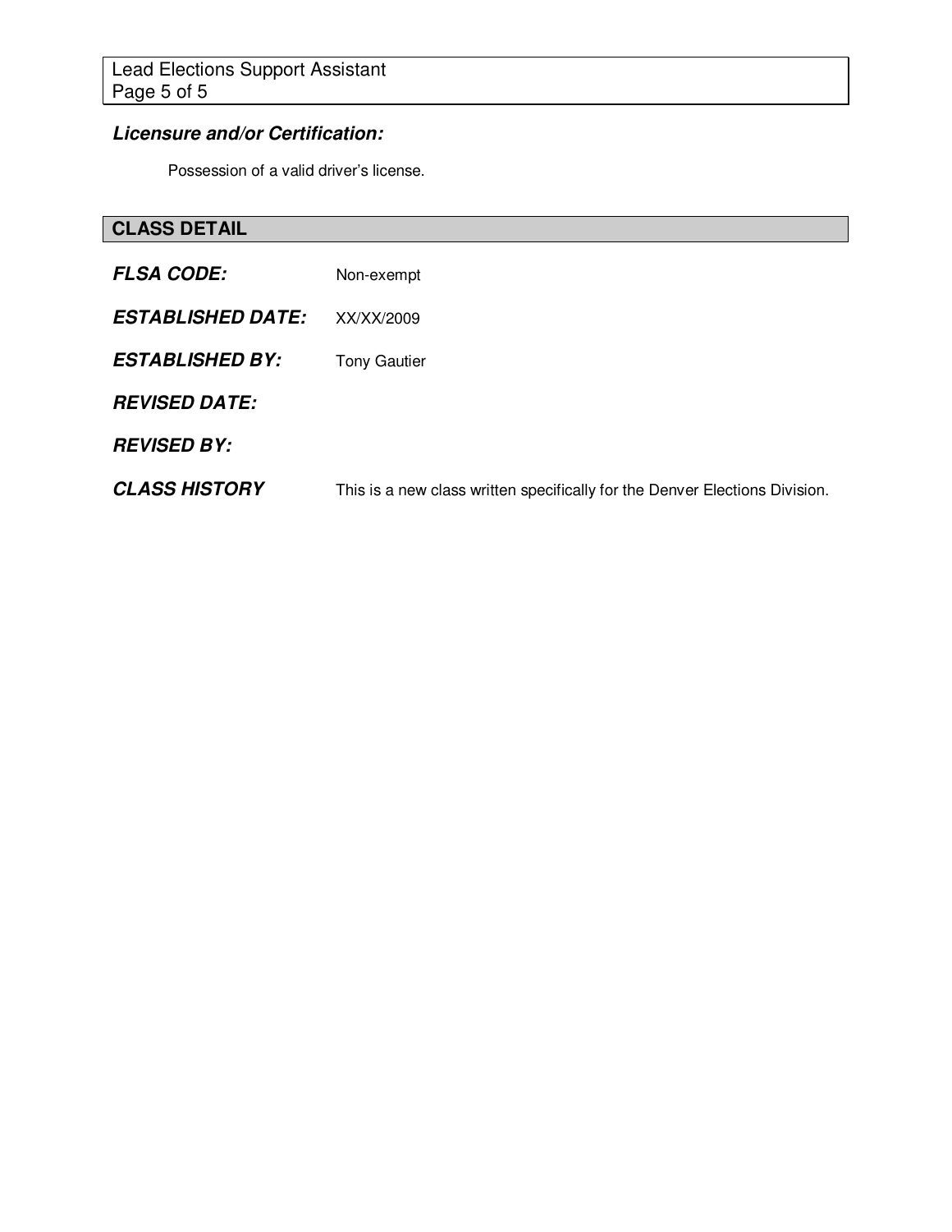### *Licensure and/or Certification:*

Possession of a valid driver's license.

## CLASS DETAIL

***FLSA CODE:*** Non-exempt

***ESTABLISHED DATE:*** XX/XX/2009

***ESTABLISHED BY:*** Tony Gautier

***REVISED DATE:***

***REVISED BY:***

***CLASS HISTORY*** This is a new class written specifically for the Denver Elections Division.